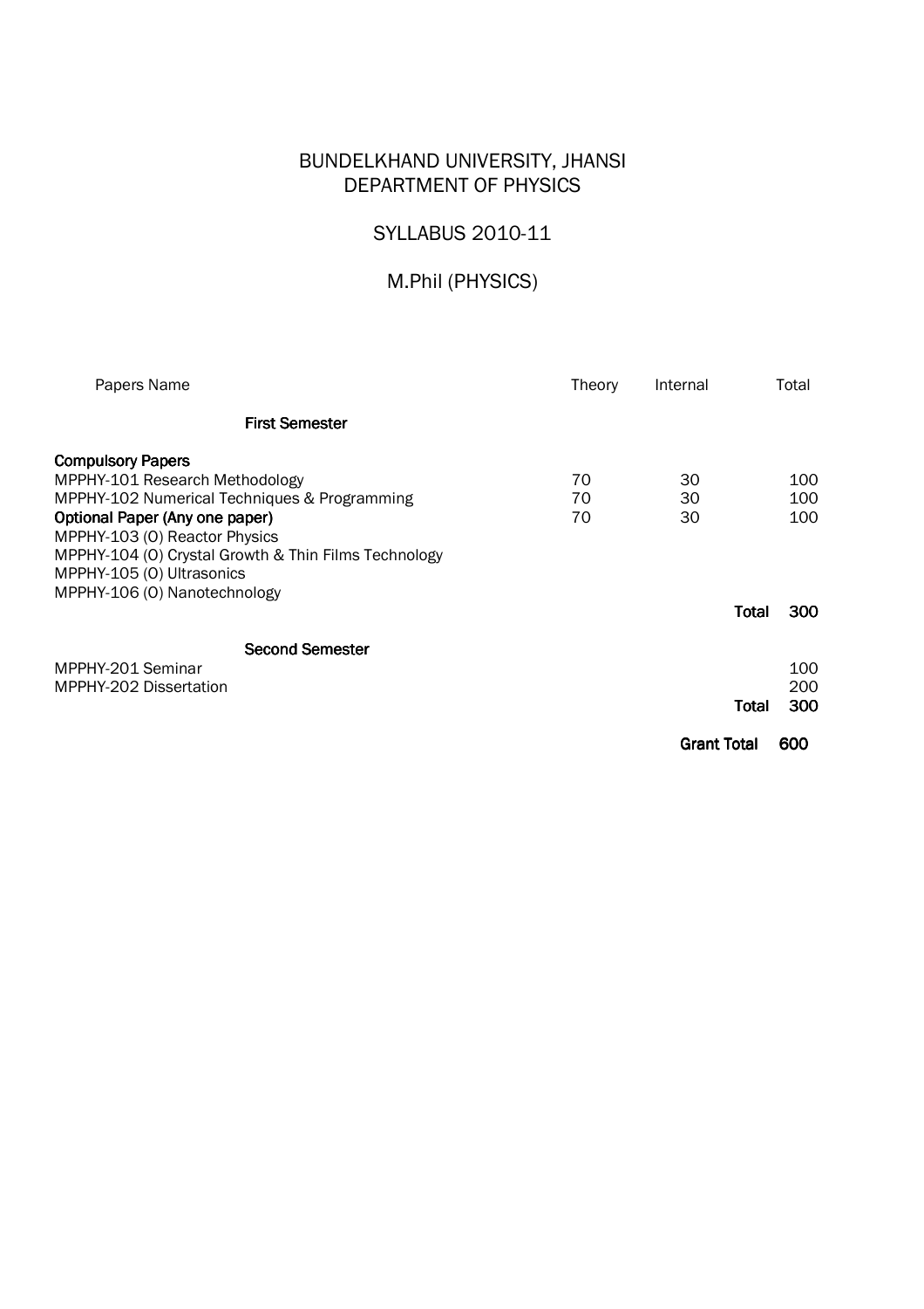# BUNDELKHAND UNIVERSITY, JHANSI
## DEPARTMENT OF PHYSICS

## SYLLABUS 2010-11

## M.Phil (PHYSICS)

| Papers Name | Theory | Internal | Total |
|---|---|---|---|
| **First Semester** | | | |
| **Compulsory Papers** | | | |
| MPPHY-101 Research Methodology | 70 | 30 | 100 |
| MPPHY-102 Numerical Techniques & Programming | 70 | 30 | 100 |
| **Optional Paper (Any one paper)** | 70 | 30 | 100 |
| MPPHY-103 (O) Reactor Physics | | | |
| MPPHY-104 (O) Crystal Growth & Thin Films Technology | | | |
| MPPHY-105 (O) Ultrasonics | | | |
| MPPHY-106 (O) Nanotechnology | | | |
| | | **Total** | **300** |
| **Second Semester** | | | |
| MPPHY-201 Seminar | | | 100 |
| MPPHY-202 Dissertation | | | 200 |
| | | **Total** | **300** |
| | | **Grant Total** | **600** |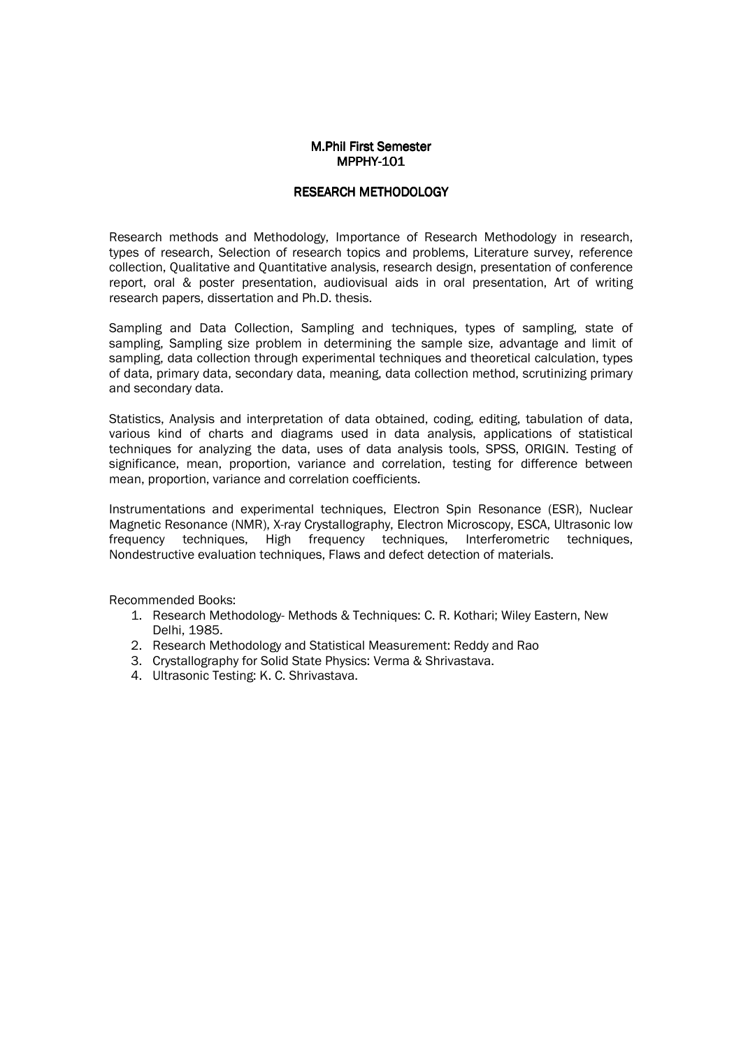# M.Phil First Semester
## MPPHY-101

## RESEARCH METHODOLOGY

Research methods and Methodology, Importance of Research Methodology in research, types of research, Selection of research topics and problems, Literature survey, reference collection, Qualitative and Quantitative analysis, research design, presentation of conference report, oral & poster presentation, audiovisual aids in oral presentation, Art of writing research papers, dissertation and Ph.D. thesis.

Sampling and Data Collection, Sampling and techniques, types of sampling, state of sampling, Sampling size problem in determining the sample size, advantage and limit of sampling, data collection through experimental techniques and theoretical calculation, types of data, primary data, secondary data, meaning, data collection method, scrutinizing primary and secondary data.

Statistics, Analysis and interpretation of data obtained, coding, editing, tabulation of data, various kind of charts and diagrams used in data analysis, applications of statistical techniques for analyzing the data, uses of data analysis tools, SPSS, ORIGIN. Testing of significance, mean, proportion, variance and correlation, testing for difference between mean, proportion, variance and correlation coefficients.

Instrumentations and experimental techniques, Electron Spin Resonance (ESR), Nuclear Magnetic Resonance (NMR), X-ray Crystallography, Electron Microscopy, ESCA, Ultrasonic low frequency techniques, High frequency techniques, Interferometric techniques, Nondestructive evaluation techniques, Flaws and defect detection of materials.

Recommended Books:

1. Research Methodology- Methods & Techniques: C. R. Kothari; Wiley Eastern, New Delhi, 1985.
2. Research Methodology and Statistical Measurement: Reddy and Rao
3. Crystallography for Solid State Physics: Verma & Shrivastava.
4. Ultrasonic Testing: K. C. Shrivastava.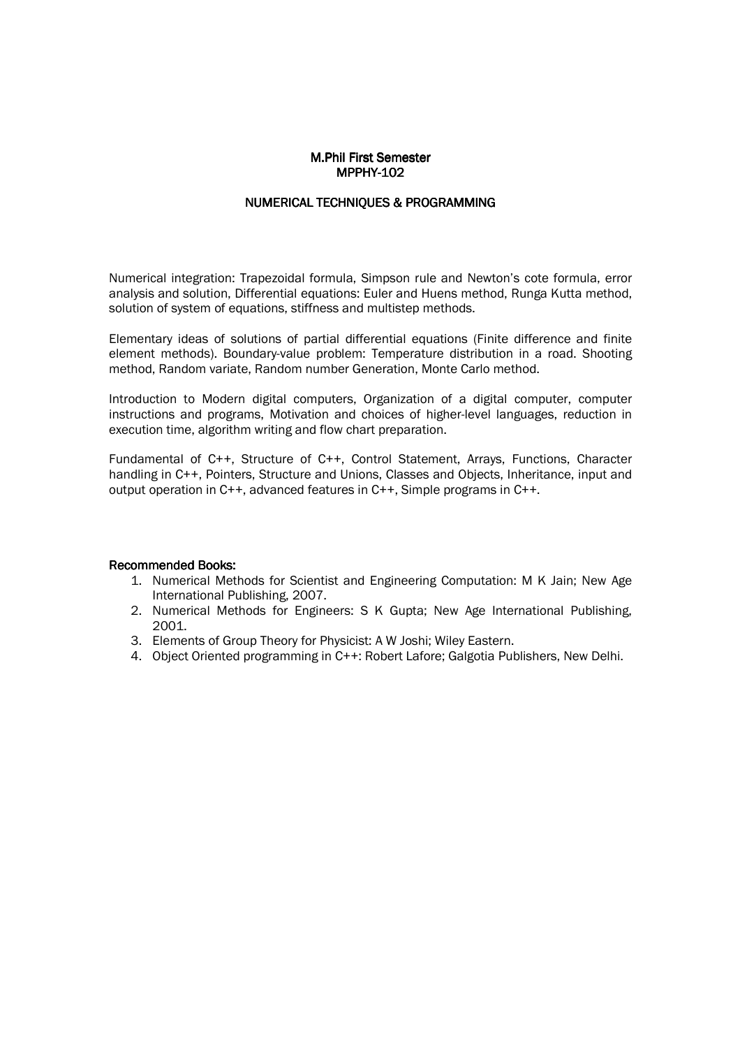# M.Phil First Semester
## MPPHY-102

## NUMERICAL TECHNIQUES & PROGRAMMING

Numerical integration: Trapezoidal formula, Simpson rule and Newton's cote formula, error analysis and solution, Differential equations: Euler and Huens method, Runga Kutta method, solution of system of equations, stiffness and multistep methods.

Elementary ideas of solutions of partial differential equations (Finite difference and finite element methods). Boundary-value problem: Temperature distribution in a road. Shooting method, Random variate, Random number Generation, Monte Carlo method.

Introduction to Modern digital computers, Organization of a digital computer, computer instructions and programs, Motivation and choices of higher-level languages, reduction in execution time, algorithm writing and flow chart preparation.

Fundamental of C++, Structure of C++, Control Statement, Arrays, Functions, Character handling in C++, Pointers, Structure and Unions, Classes and Objects, Inheritance, input and output operation in C++, advanced features in C++, Simple programs in C++.

**Recommended Books:**

1. Numerical Methods for Scientist and Engineering Computation: M K Jain; New Age International Publishing, 2007.
2. Numerical Methods for Engineers: S K Gupta; New Age International Publishing, 2001.
3. Elements of Group Theory for Physicist: A W Joshi; Wiley Eastern.
4. Object Oriented programming in C++: Robert Lafore; Galgotia Publishers, New Delhi.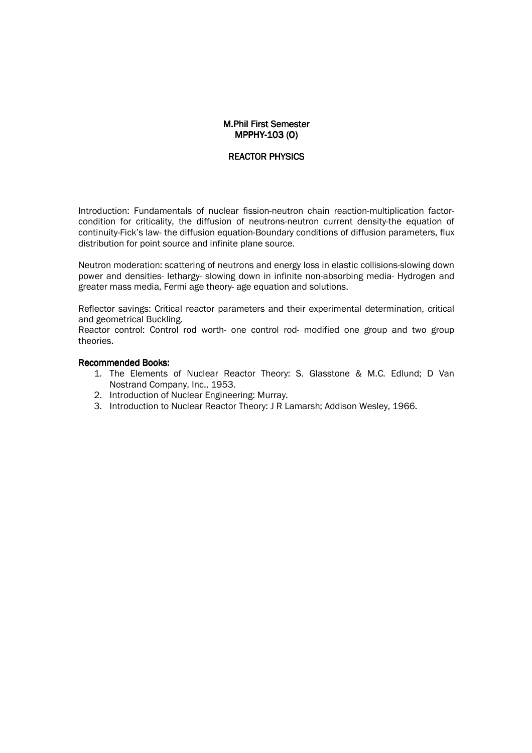**M.Phil First Semester**
**MPPHY-103 (O)**

**REACTOR PHYSICS**

Introduction: Fundamentals of nuclear fission-neutron chain reaction-multiplication factor-condition for criticality, the diffusion of neutrons-neutron current density-the equation of continuity-Fick's law- the diffusion equation-Boundary conditions of diffusion parameters, flux distribution for point source and infinite plane source.

Neutron moderation: scattering of neutrons and energy loss in elastic collisions-slowing down power and densities- lethargy- slowing down in infinite non-absorbing media- Hydrogen and greater mass media, Fermi age theory- age equation and solutions.

Reflector savings: Critical reactor parameters and their experimental determination, critical and geometrical Buckling.

Reactor control: Control rod worth- one control rod- modified one group and two group theories.

**Recommended Books:**

1. The Elements of Nuclear Reactor Theory: S. Glasstone & M.C. Edlund; D Van Nostrand Company, Inc., 1953.
2. Introduction of Nuclear Engineering: Murray.
3. Introduction to Nuclear Reactor Theory: J R Lamarsh; Addison Wesley, 1966.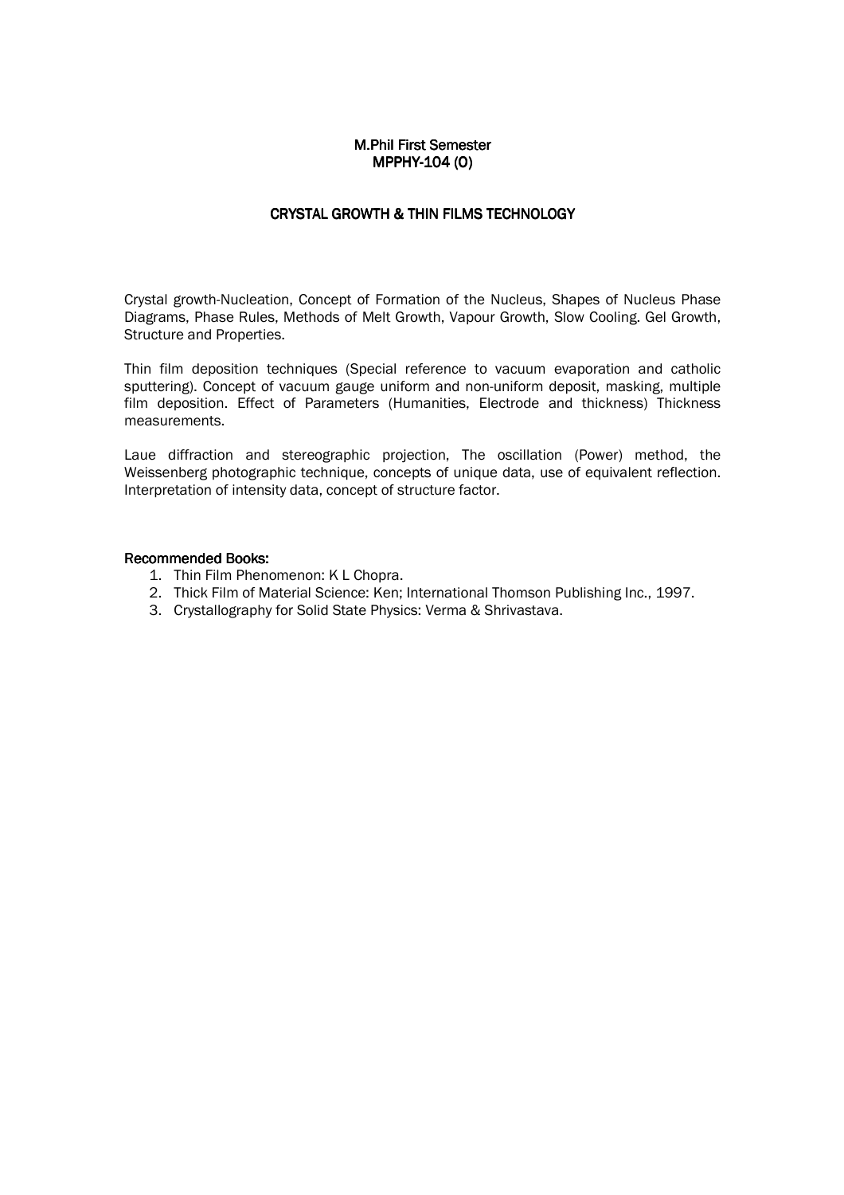**M.Phil First Semester**
**MPPHY-104 (O)**

## CRYSTAL GROWTH & THIN FILMS TECHNOLOGY

Crystal growth-Nucleation, Concept of Formation of the Nucleus, Shapes of Nucleus Phase Diagrams, Phase Rules, Methods of Melt Growth, Vapour Growth, Slow Cooling. Gel Growth, Structure and Properties.

Thin film deposition techniques (Special reference to vacuum evaporation and catholic sputtering). Concept of vacuum gauge uniform and non-uniform deposit, masking, multiple film deposition. Effect of Parameters (Humanities, Electrode and thickness) Thickness measurements.

Laue diffraction and stereographic projection, The oscillation (Power) method, the Weissenberg photographic technique, concepts of unique data, use of equivalent reflection. Interpretation of intensity data, concept of structure factor.

**Recommended Books:**

1. Thin Film Phenomenon: K L Chopra.
2. Thick Film of Material Science: Ken; International Thomson Publishing Inc., 1997.
3. Crystallography for Solid State Physics: Verma & Shrivastava.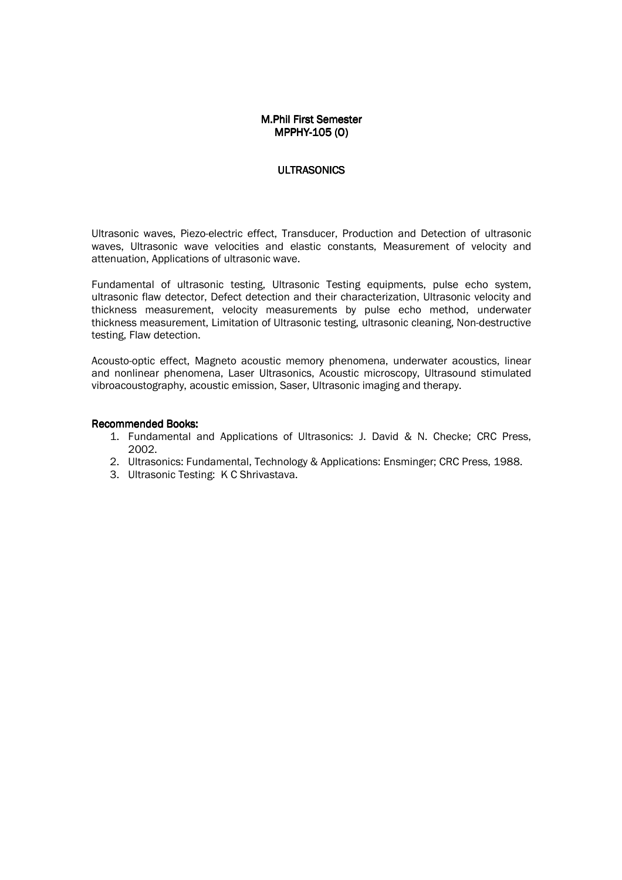**M.Phil First Semester**
**MPPHY-105 (O)**

# ULTRASONICS

Ultrasonic waves, Piezo-electric effect, Transducer, Production and Detection of ultrasonic waves, Ultrasonic wave velocities and elastic constants, Measurement of velocity and attenuation, Applications of ultrasonic wave.

Fundamental of ultrasonic testing, Ultrasonic Testing equipments, pulse echo system, ultrasonic flaw detector, Defect detection and their characterization, Ultrasonic velocity and thickness measurement, velocity measurements by pulse echo method, underwater thickness measurement, Limitation of Ultrasonic testing, ultrasonic cleaning, Non-destructive testing, Flaw detection.

Acousto-optic effect, Magneto acoustic memory phenomena, underwater acoustics, linear and nonlinear phenomena, Laser Ultrasonics, Acoustic microscopy, Ultrasound stimulated vibroacoustography, acoustic emission, Saser, Ultrasonic imaging and therapy.

**Recommended Books:**

1. Fundamental and Applications of Ultrasonics: J. David & N. Checke; CRC Press, 2002.
2. Ultrasonics: Fundamental, Technology & Applications: Ensminger; CRC Press, 1988.
3. Ultrasonic Testing: K C Shrivastava.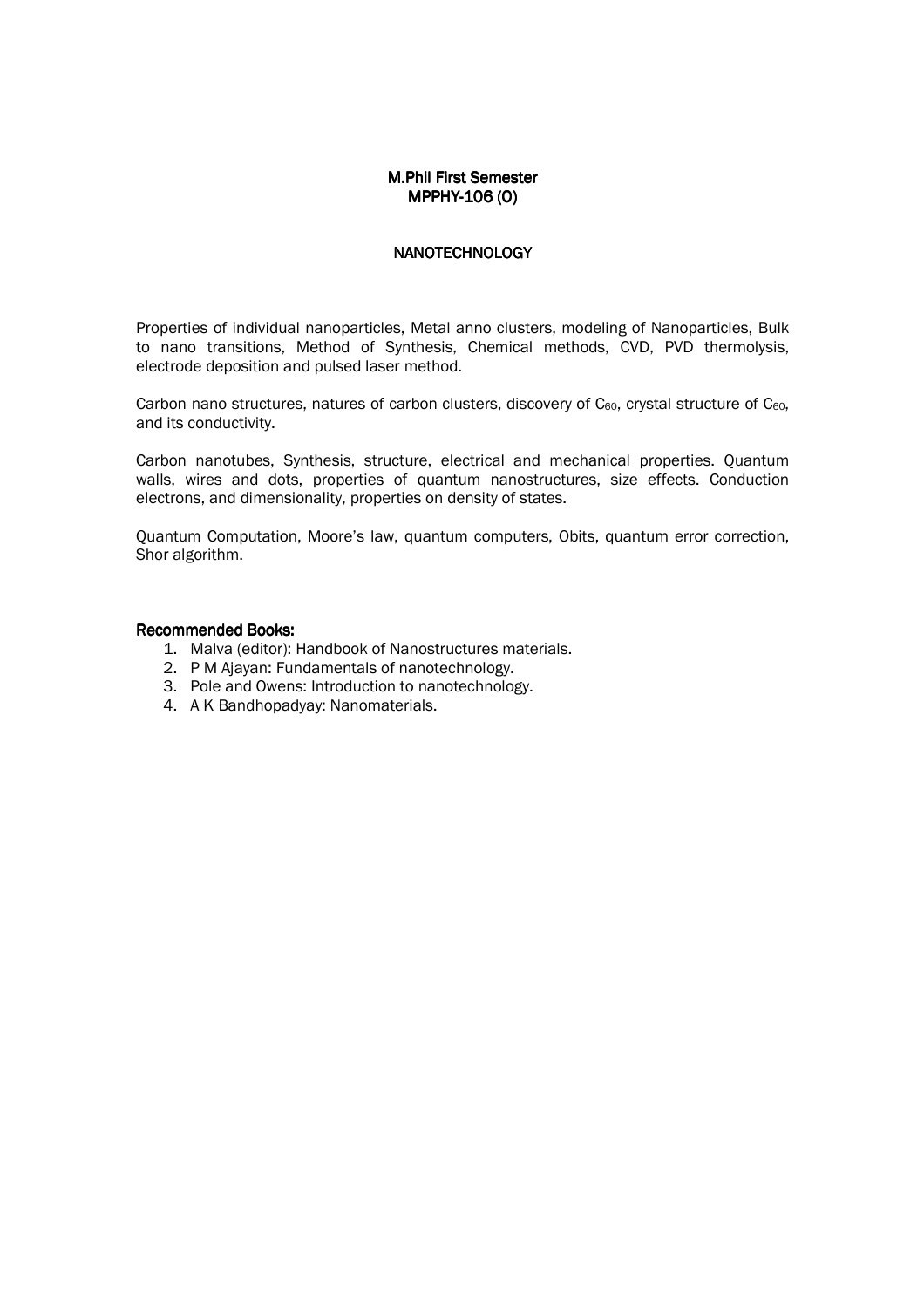**M.Phil First Semester**
**MPPHY-106 (O)**

**NANOTECHNOLOGY**

Properties of individual nanoparticles, Metal anno clusters, modeling of Nanoparticles, Bulk to nano transitions, Method of Synthesis, Chemical methods, CVD, PVD thermolysis, electrode deposition and pulsed laser method.

Carbon nano structures, natures of carbon clusters, discovery of $C_{60}$, crystal structure of $C_{60}$, and its conductivity.

Carbon nanotubes, Synthesis, structure, electrical and mechanical properties. Quantum walls, wires and dots, properties of quantum nanostructures, size effects. Conduction electrons, and dimensionality, properties on density of states.

Quantum Computation, Moore's law, quantum computers, Obits, quantum error correction, Shor algorithm.

**Recommended Books:**

1. Malva (editor): Handbook of Nanostructures materials.
2. P M Ajayan: Fundamentals of nanotechnology.
3. Pole and Owens: Introduction to nanotechnology.
4. A K Bandhopadyay: Nanomaterials.